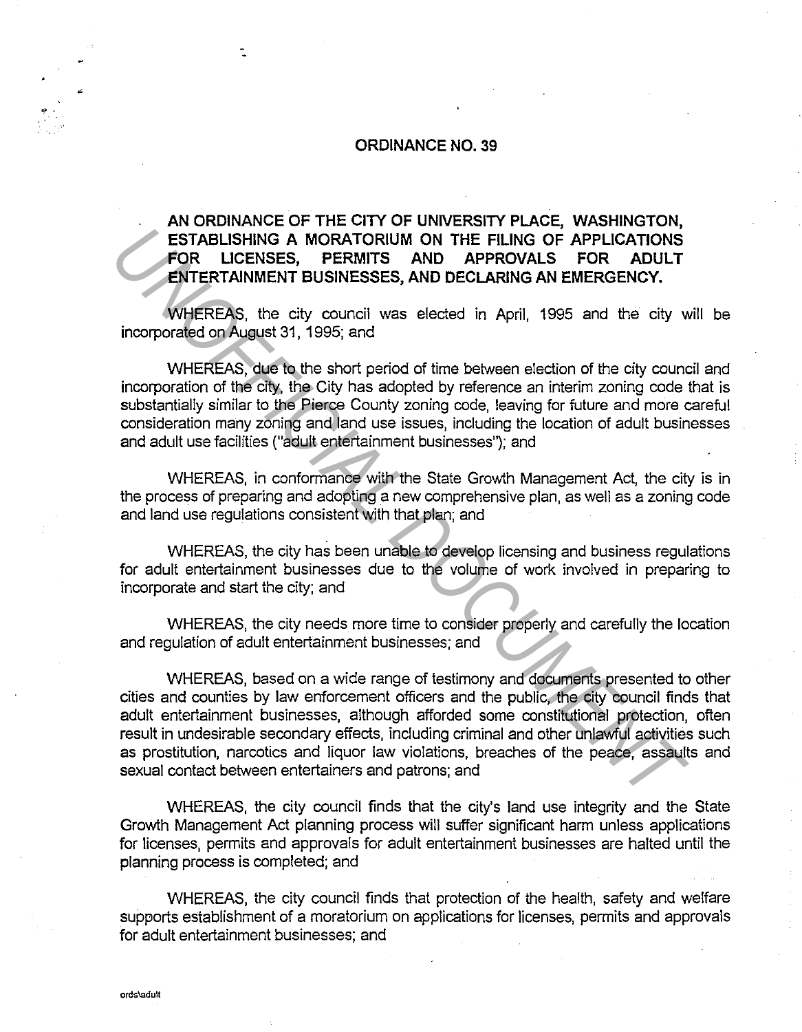# ORDINANCE NO. 39

**AN ORDINANCE OF THE CITY OF UNIVERSITY PLACE, WASHINGTON, ESTABLISHING A MORATORIUM ON THE FILING OF APPLICATIONS FOR LICENSES, PERMITS AND APPROVALS FOR ADULT ENTERTAINMENT BUSINESSES, AND DECLARING AN EMERGENCY.**

WHEREAS, the city council was elected in April, 1995 and the city will be incorporated on August 31, 1995; and

WHEREAS, due to the short period of time between election of the city council and incorporation of the city, the City has adopted by reference an interim zoning code that is substantially similar to the Pierce County zoning code, leaving for future and more careful consideration many zoning and land use issues, including the location of adult businesses and adult use facilities ("adult entertainment businesses"); and

WHEREAS, in conformance with the State Growth Management Act, the city is in the process of preparing and adopting a new comprehensive plan, as well as a zoning code and land use regulations consistent with that plan; and

WHEREAS, the city has been unable to develop licensing and business regulations for adult entertainment businesses due to the volume of work involved in preparing to incorporate and start the city; and

WHEREAS, the city needs more time to consider properly and carefully the location and regulation of adult entertainment businesses; and

WHEREAS, based on a wide range of testimony and documents presented to other cities and counties by law enforcement officers and the public, the city council finds that adult entertainment businesses, although afforded some constitutional protection, often result in undesirable secondary effects, including criminal and other unlawful activities such as prostitution, narcotics and liquor law violations, breaches of the peace, assaults and sexual contact between entertainers and patrons; and

WHEREAS, the city council finds that the city's land use integrity and the State Growth Management Act planning process will suffer significant harm unless applications for licenses, permits and approvals for adult entertainment businesses are halted until the planning process is completed; and

WHEREAS, the city council finds that protection of the health, safety and welfare supports establishment of a moratorium on applications for licenses, permits and approvals for adult entertainment businesses; and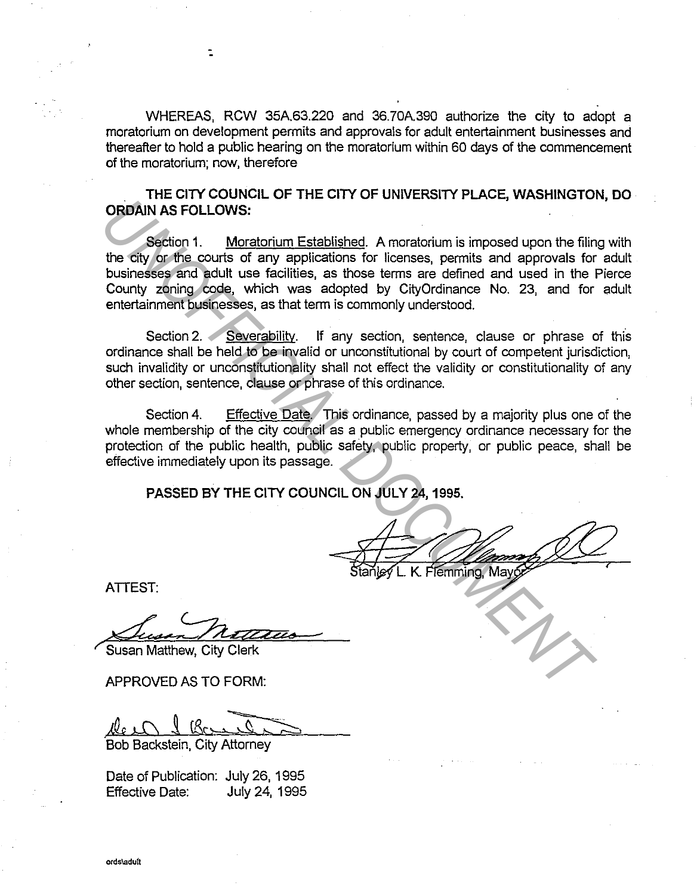WHEREAS, RCW 35A.63.220 and 36.70A.390 authorize the city to adopt a moratorium on development permits and approvals for adult entertainment businesses and thereafter to hold a public hearing on the moratorium within 60 days of the commencement of the moratorium; now, therefore

**THE CITY COUNCIL OF THE CITY OF UNIVERSITY PLACE, WASHINGTON, DO ORDAIN AS FOLLOWS:**

Section 1. Moratorium Established. A moratorium is imposed upon the filing with the city or the courts of any applications for licenses, permits and approvals for adult businesses and adult use facilities, as those terms are defined and used in the Pierce County zoning code, which was adopted by CityOrdinance No. 23, and for adult entertainment businesses, as that term is commonly understood.

Section 2. Severability. If any section, sentence, clause or phrase of this ordinance shall be held to be invalid or unconstitutional by court of competent jurisdiction, such invalidity or unconstitutionality shall not effect the validity or constitutionality of any other section, sentence, clause or phrase of this ordinance.

Section 4. Effective Date. This ordinance, passed by a majority plus one of the whole membership of the city council as a public emergency ordinance necessary for the protection of the public health, public safety, public property, or public peace, shall be effective immediately upon its passage.

**PASSED BY THE CITY COUNCIL ON JULY 24, 1995.**

Stanley L. K. Flemming, Mayor

ATTEST:

Susan Matthew, City Clerk

APPROVED AS TO FORM:

Bob Backstein, City Attorney

Date of Publication: July 26, 1995
Effective Date: July 24, 1995

ords\adult